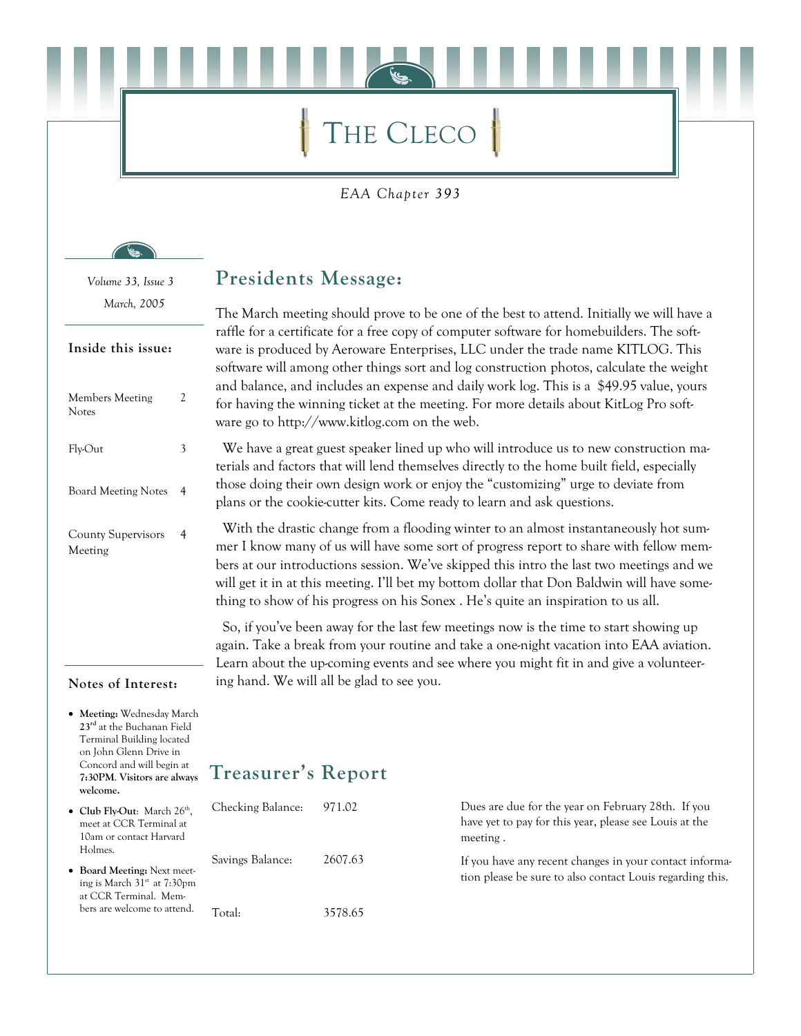# The Cleco

*EAA Chapter 393*

*Volume 33, Issue 3*
*March, 2005*

**Inside this issue:**

| | |
|---|---|
| Members Meeting Notes | 2 |
| Fly-Out | 3 |
| Board Meeting Notes | 4 |
| County Supervisors Meeting | 4 |

## Presidents Message:

The March meeting should prove to be one of the best to attend. Initially we will have a raffle for a certificate for a free copy of computer software for homebuilders. The software is produced by Aeroware Enterprises, LLC under the trade name KITLOG. This software will among other things sort and log construction photos, calculate the weight and balance, and includes an expense and daily work log. This is a $49.95 value, yours for having the winning ticket at the meeting. For more details about KitLog Pro software go to http://www.kitlog.com on the web.

We have a great guest speaker lined up who will introduce us to new construction materials and factors that will lend themselves directly to the home built field, especially those doing their own design work or enjoy the "customizing" urge to deviate from plans or the cookie-cutter kits. Come ready to learn and ask questions.

With the drastic change from a flooding winter to an almost instantaneously hot summer I know many of us will have some sort of progress report to share with fellow members at our introductions session. We've skipped this intro the last two meetings and we will get it in at this meeting. I'll bet my bottom dollar that Don Baldwin will have something to show of his progress on his Sonex . He's quite an inspiration to us all.

So, if you've been away for the last few meetings now is the time to start showing up again. Take a break from your routine and take a one-night vacation into EAA aviation. Learn about the up-coming events and see where you might fit in and give a volunteering hand. We will all be glad to see you.

## Treasurer's Report

| | |
|---|---|
| Checking Balance: | 971.02 |
| Savings Balance: | 2607.63 |
| Total: | 3578.65 |

Dues are due for the year on February 28th. If you have yet to pay for this year, please see Louis at the meeting .

If you have any recent changes in your contact information please be sure to also contact Louis regarding this.

**Notes of Interest:**

- **Meeting:** Wednesday March **23rd** at the Buchanan Field Terminal Building located on John Glenn Drive in Concord and will begin at **7:30PM. Visitors are always welcome.**
- **Club Fly-Out**: March 26th, meet at CCR Terminal at 10am or contact Harvard Holmes.
- **Board Meeting:** Next meeting is March 31st at 7:30pm at CCR Terminal. Members are welcome to attend.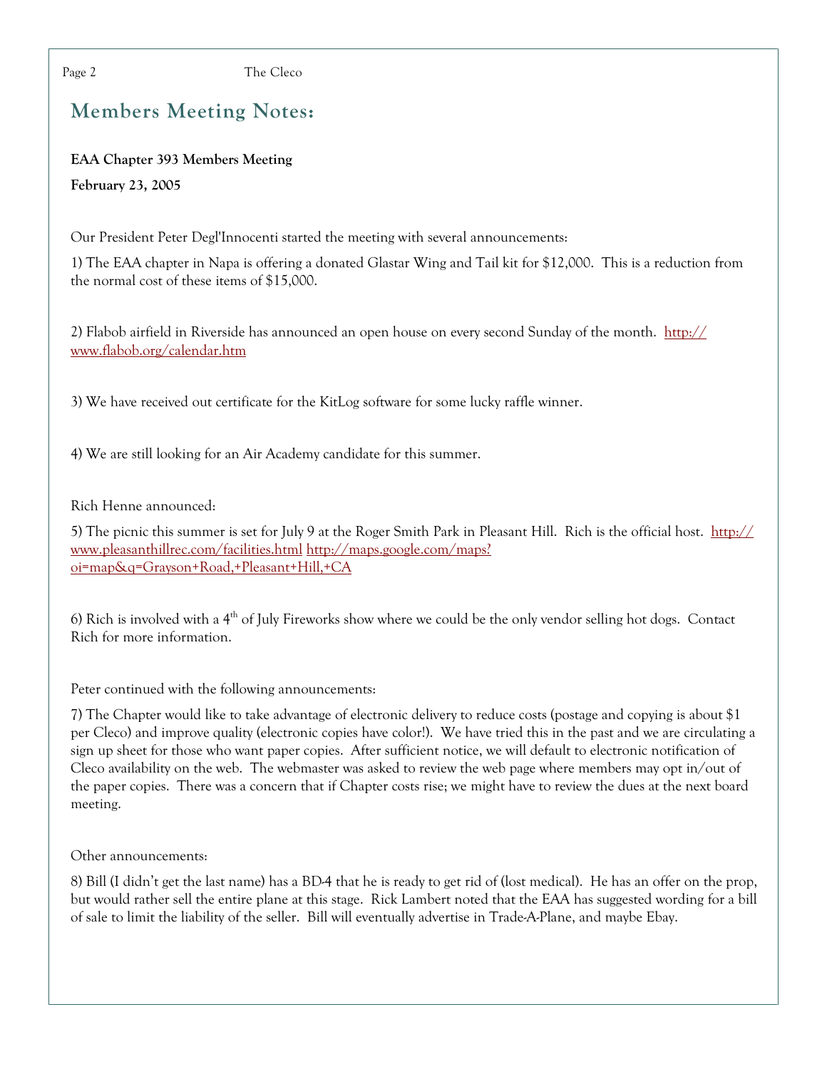## Members Meeting Notes:

**EAA Chapter 393 Members Meeting**

**February 23, 2005**

Our President Peter Degl'Innocenti started the meeting with several announcements:

1) The EAA chapter in Napa is offering a donated Glastar Wing and Tail kit for $12,000. This is a reduction from the normal cost of these items of $15,000.

2) Flabob airfield in Riverside has announced an open house on every second Sunday of the month. http://www.flabob.org/calendar.htm

3) We have received out certificate for the KitLog software for some lucky raffle winner.

4) We are still looking for an Air Academy candidate for this summer.

Rich Henne announced:

5) The picnic this summer is set for July 9 at the Roger Smith Park in Pleasant Hill. Rich is the official host. http://www.pleasanthillrec.com/facilities.html http://maps.google.com/maps?oi=map&q=Grayson+Road,+Pleasant+Hill,+CA

6) Rich is involved with a 4th of July Fireworks show where we could be the only vendor selling hot dogs. Contact Rich for more information.

Peter continued with the following announcements:

7) The Chapter would like to take advantage of electronic delivery to reduce costs (postage and copying is about $1 per Cleco) and improve quality (electronic copies have color!). We have tried this in the past and we are circulating a sign up sheet for those who want paper copies. After sufficient notice, we will default to electronic notification of Cleco availability on the web. The webmaster was asked to review the web page where members may opt in/out of the paper copies. There was a concern that if Chapter costs rise; we might have to review the dues at the next board meeting.

Other announcements:

8) Bill (I didn't get the last name) has a BD-4 that he is ready to get rid of (lost medical). He has an offer on the prop, but would rather sell the entire plane at this stage. Rick Lambert noted that the EAA has suggested wording for a bill of sale to limit the liability of the seller. Bill will eventually advertise in Trade-A-Plane, and maybe Ebay.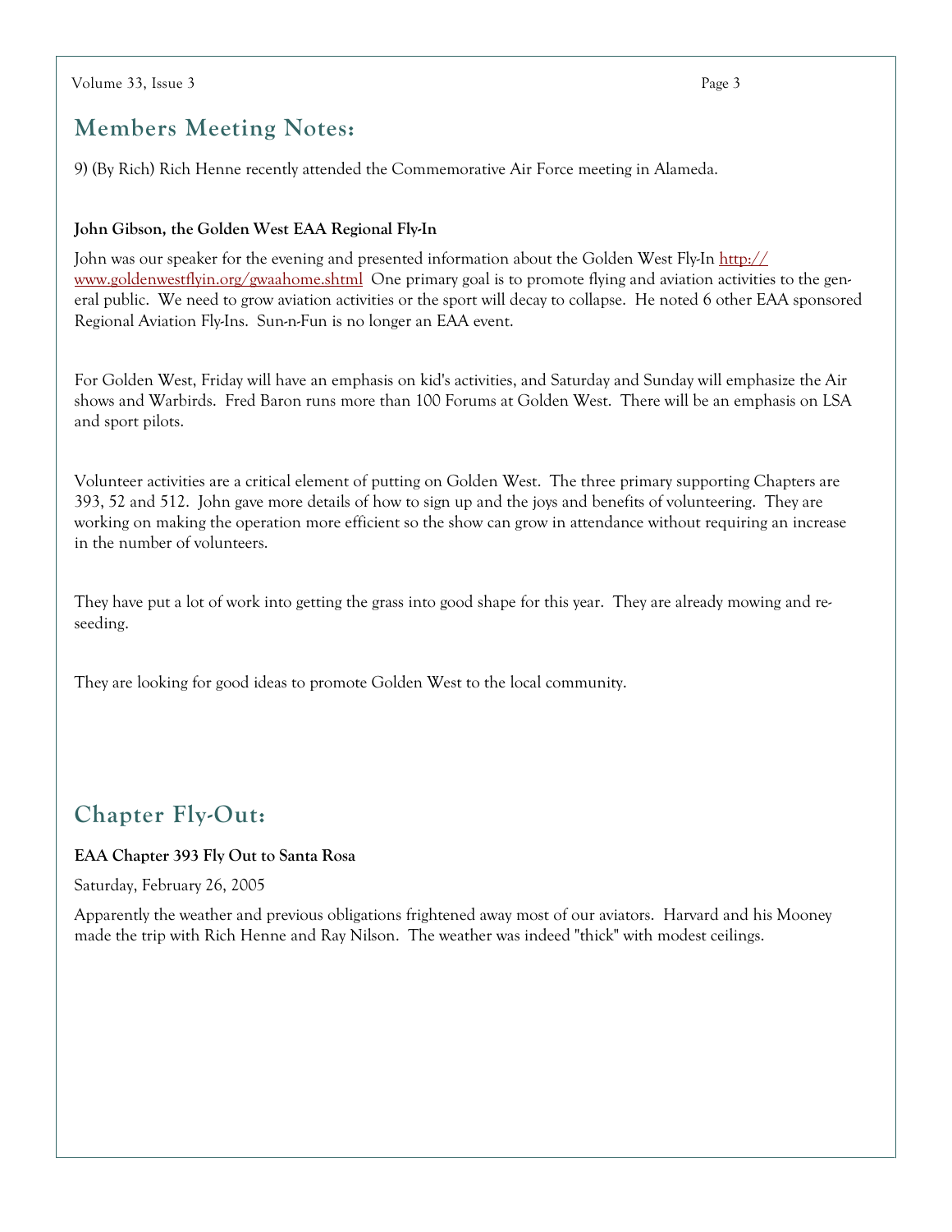## Members Meeting Notes:

9) (By Rich) Rich Henne recently attended the Commemorative Air Force meeting in Alameda.

**John Gibson, the Golden West EAA Regional Fly-In**

John was our speaker for the evening and presented information about the Golden West Fly-In http://www.goldenwestflyin.org/gwaahome.shtml One primary goal is to promote flying and aviation activities to the general public. We need to grow aviation activities or the sport will decay to collapse. He noted 6 other EAA sponsored Regional Aviation Fly-Ins. Sun-n-Fun is no longer an EAA event.

For Golden West, Friday will have an emphasis on kid's activities, and Saturday and Sunday will emphasize the Air shows and Warbirds. Fred Baron runs more than 100 Forums at Golden West. There will be an emphasis on LSA and sport pilots.

Volunteer activities are a critical element of putting on Golden West. The three primary supporting Chapters are 393, 52 and 512. John gave more details of how to sign up and the joys and benefits of volunteering. They are working on making the operation more efficient so the show can grow in attendance without requiring an increase in the number of volunteers.

They have put a lot of work into getting the grass into good shape for this year. They are already mowing and re-seeding.

They are looking for good ideas to promote Golden West to the local community.

## Chapter Fly-Out:

**EAA Chapter 393 Fly Out to Santa Rosa**

Saturday, February 26, 2005

Apparently the weather and previous obligations frightened away most of our aviators. Harvard and his Mooney made the trip with Rich Henne and Ray Nilson. The weather was indeed "thick" with modest ceilings.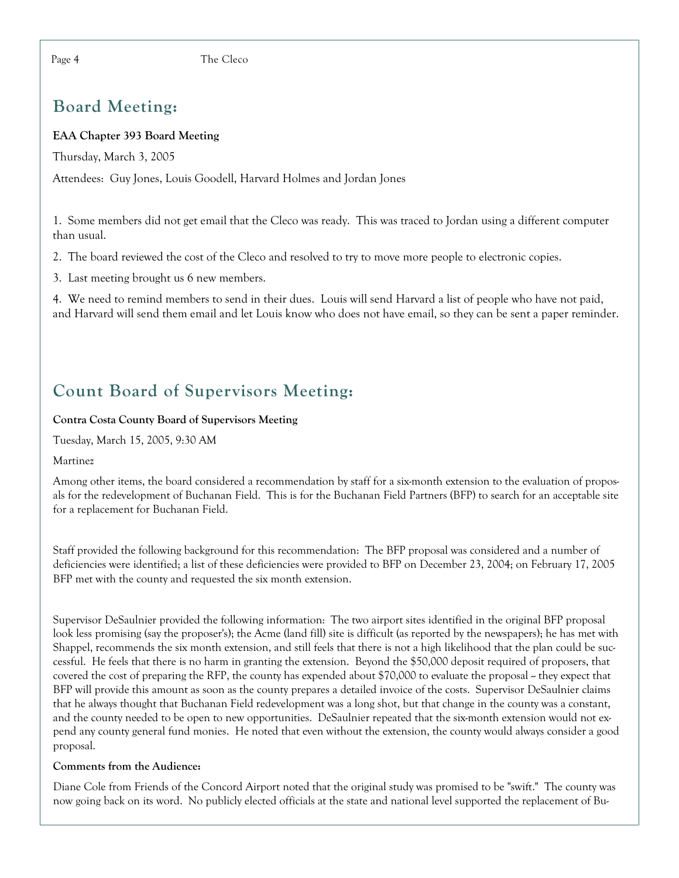## Board Meeting:

**EAA Chapter 393 Board Meeting**

Thursday, March 3, 2005

Attendees: Guy Jones, Louis Goodell, Harvard Holmes and Jordan Jones

1. Some members did not get email that the Cleco was ready. This was traced to Jordan using a different computer than usual.

2. The board reviewed the cost of the Cleco and resolved to try to move more people to electronic copies.

3. Last meeting brought us 6 new members.

4. We need to remind members to send in their dues. Louis will send Harvard a list of people who have not paid, and Harvard will send them email and let Louis know who does not have email, so they can be sent a paper reminder.

## Count Board of Supervisors Meeting:

**Contra Costa County Board of Supervisors Meeting**

Tuesday, March 15, 2005, 9:30 AM

Martinez

Among other items, the board considered a recommendation by staff for a six-month extension to the evaluation of proposals for the redevelopment of Buchanan Field. This is for the Buchanan Field Partners (BFP) to search for an acceptable site for a replacement for Buchanan Field.

Staff provided the following background for this recommendation: The BFP proposal was considered and a number of deficiencies were identified; a list of these deficiencies were provided to BFP on December 23, 2004; on February 17, 2005 BFP met with the county and requested the six month extension.

Supervisor DeSaulnier provided the following information: The two airport sites identified in the original BFP proposal look less promising (say the proposer's); the Acme (land fill) site is difficult (as reported by the newspapers); he has met with Shappel, recommends the six month extension, and still feels that there is not a high likelihood that the plan could be successful. He feels that there is no harm in granting the extension. Beyond the $50,000 deposit required of proposers, that covered the cost of preparing the RFP, the county has expended about $70,000 to evaluate the proposal -- they expect that BFP will provide this amount as soon as the county prepares a detailed invoice of the costs. Supervisor DeSaulnier claims that he always thought that Buchanan Field redevelopment was a long shot, but that change in the county was a constant, and the county needed to be open to new opportunities. DeSaulnier repeated that the six-month extension would not expend any county general fund monies. He noted that even without the extension, the county would always consider a good proposal.

**Comments from the Audience:**

Diane Cole from Friends of the Concord Airport noted that the original study was promised to be "swift." The county was now going back on its word. No publicly elected officials at the state and national level supported the replacement of Bu-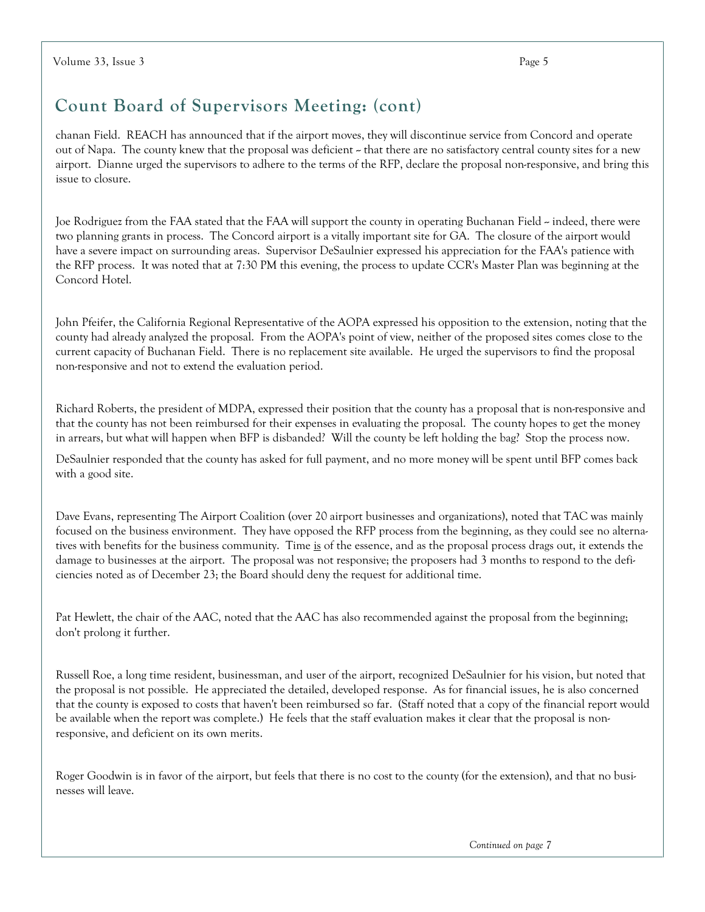## Count Board of Supervisors Meeting: (cont)

chanan Field. REACH has announced that if the airport moves, they will discontinue service from Concord and operate out of Napa. The county knew that the proposal was deficient -- that there are no satisfactory central county sites for a new airport. Dianne urged the supervisors to adhere to the terms of the RFP, declare the proposal non-responsive, and bring this issue to closure.

Joe Rodriguez from the FAA stated that the FAA will support the county in operating Buchanan Field -- indeed, there were two planning grants in process. The Concord airport is a vitally important site for GA. The closure of the airport would have a severe impact on surrounding areas. Supervisor DeSaulnier expressed his appreciation for the FAA's patience with the RFP process. It was noted that at 7:30 PM this evening, the process to update CCR's Master Plan was beginning at the Concord Hotel.

John Pfeifer, the California Regional Representative of the AOPA expressed his opposition to the extension, noting that the county had already analyzed the proposal. From the AOPA's point of view, neither of the proposed sites comes close to the current capacity of Buchanan Field. There is no replacement site available. He urged the supervisors to find the proposal non-responsive and not to extend the evaluation period.

Richard Roberts, the president of MDPA, expressed their position that the county has a proposal that is non-responsive and that the county has not been reimbursed for their expenses in evaluating the proposal. The county hopes to get the money in arrears, but what will happen when BFP is disbanded? Will the county be left holding the bag? Stop the process now.

DeSaulnier responded that the county has asked for full payment, and no more money will be spent until BFP comes back with a good site.

Dave Evans, representing The Airport Coalition (over 20 airport businesses and organizations), noted that TAC was mainly focused on the business environment. They have opposed the RFP process from the beginning, as they could see no alternatives with benefits for the business community. Time <u>is</u> of the essence, and as the proposal process drags out, it extends the damage to businesses at the airport. The proposal was not responsive; the proposers had 3 months to respond to the deficiencies noted as of December 23; the Board should deny the request for additional time.

Pat Hewlett, the chair of the AAC, noted that the AAC has also recommended against the proposal from the beginning; don't prolong it further.

Russell Roe, a long time resident, businessman, and user of the airport, recognized DeSaulnier for his vision, but noted that the proposal is not possible. He appreciated the detailed, developed response. As for financial issues, he is also concerned that the county is exposed to costs that haven't been reimbursed so far. (Staff noted that a copy of the financial report would be available when the report was complete.) He feels that the staff evaluation makes it clear that the proposal is non-responsive, and deficient on its own merits.

Roger Goodwin is in favor of the airport, but feels that there is no cost to the county (for the extension), and that no businesses will leave.

*Continued on page 7*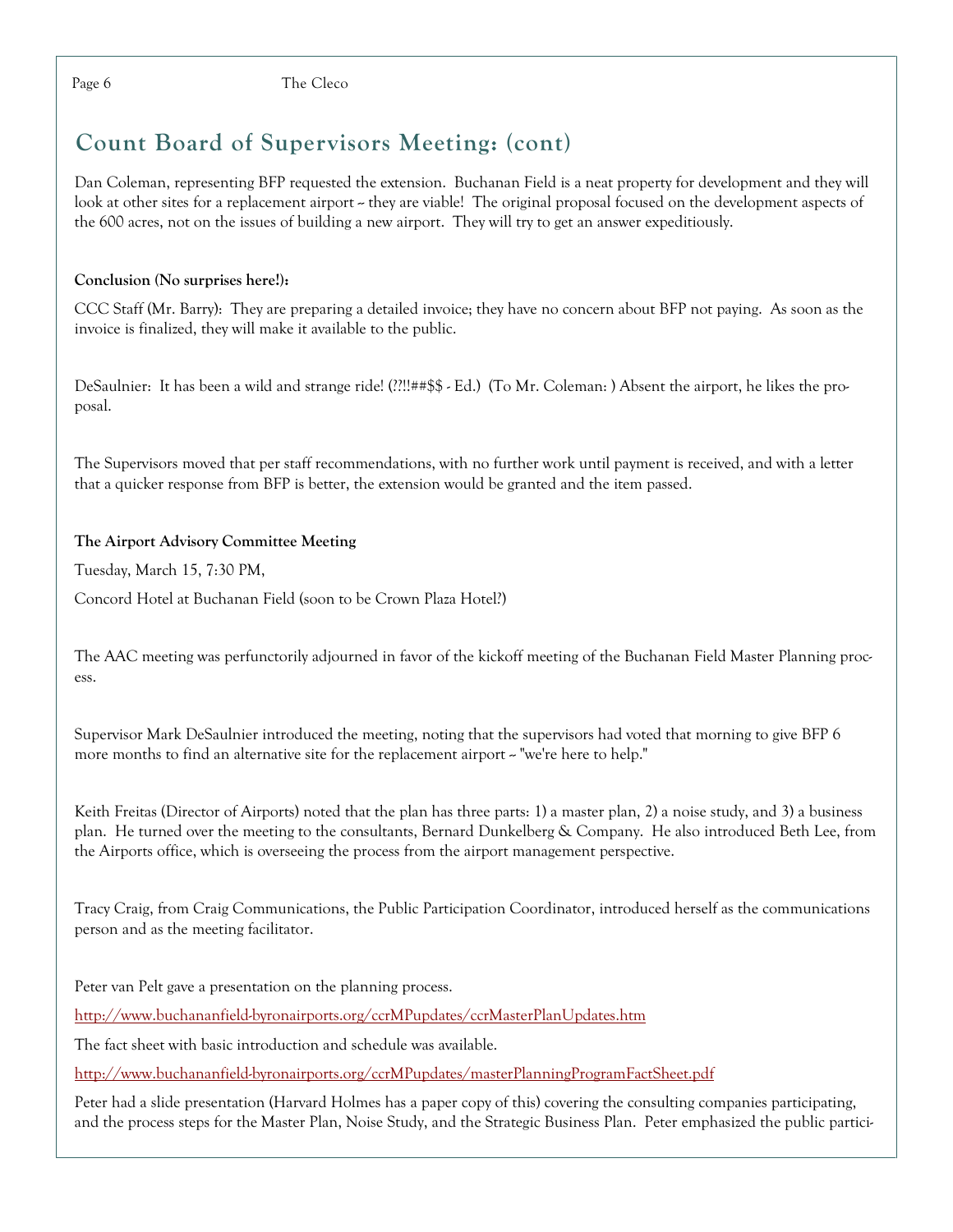## Count Board of Supervisors Meeting: (cont)

Dan Coleman, representing BFP requested the extension. Buchanan Field is a neat property for development and they will look at other sites for a replacement airport -- they are viable! The original proposal focused on the development aspects of the 600 acres, not on the issues of building a new airport. They will try to get an answer expeditiously.

**Conclusion (No surprises here!):**

CCC Staff (Mr. Barry): They are preparing a detailed invoice; they have no concern about BFP not paying. As soon as the invoice is finalized, they will make it available to the public.

DeSaulnier: It has been a wild and strange ride! (??!!##$$ - Ed.) (To Mr. Coleman: ) Absent the airport, he likes the proposal.

The Supervisors moved that per staff recommendations, with no further work until payment is received, and with a letter that a quicker response from BFP is better, the extension would be granted and the item passed.

**The Airport Advisory Committee Meeting**

Tuesday, March 15, 7:30 PM,

Concord Hotel at Buchanan Field (soon to be Crown Plaza Hotel?)

The AAC meeting was perfunctorily adjourned in favor of the kickoff meeting of the Buchanan Field Master Planning process.

Supervisor Mark DeSaulnier introduced the meeting, noting that the supervisors had voted that morning to give BFP 6 more months to find an alternative site for the replacement airport -- "we're here to help."

Keith Freitas (Director of Airports) noted that the plan has three parts: 1) a master plan, 2) a noise study, and 3) a business plan. He turned over the meeting to the consultants, Bernard Dunkelberg & Company. He also introduced Beth Lee, from the Airports office, which is overseeing the process from the airport management perspective.

Tracy Craig, from Craig Communications, the Public Participation Coordinator, introduced herself as the communications person and as the meeting facilitator.

Peter van Pelt gave a presentation on the planning process.

http://www.buchananfield-byronairports.org/ccrMPupdates/ccrMasterPlanUpdates.htm

The fact sheet with basic introduction and schedule was available.

http://www.buchananfield-byronairports.org/ccrMPupdates/masterPlanningProgramFactSheet.pdf

Peter had a slide presentation (Harvard Holmes has a paper copy of this) covering the consulting companies participating, and the process steps for the Master Plan, Noise Study, and the Strategic Business Plan. Peter emphasized the public partici-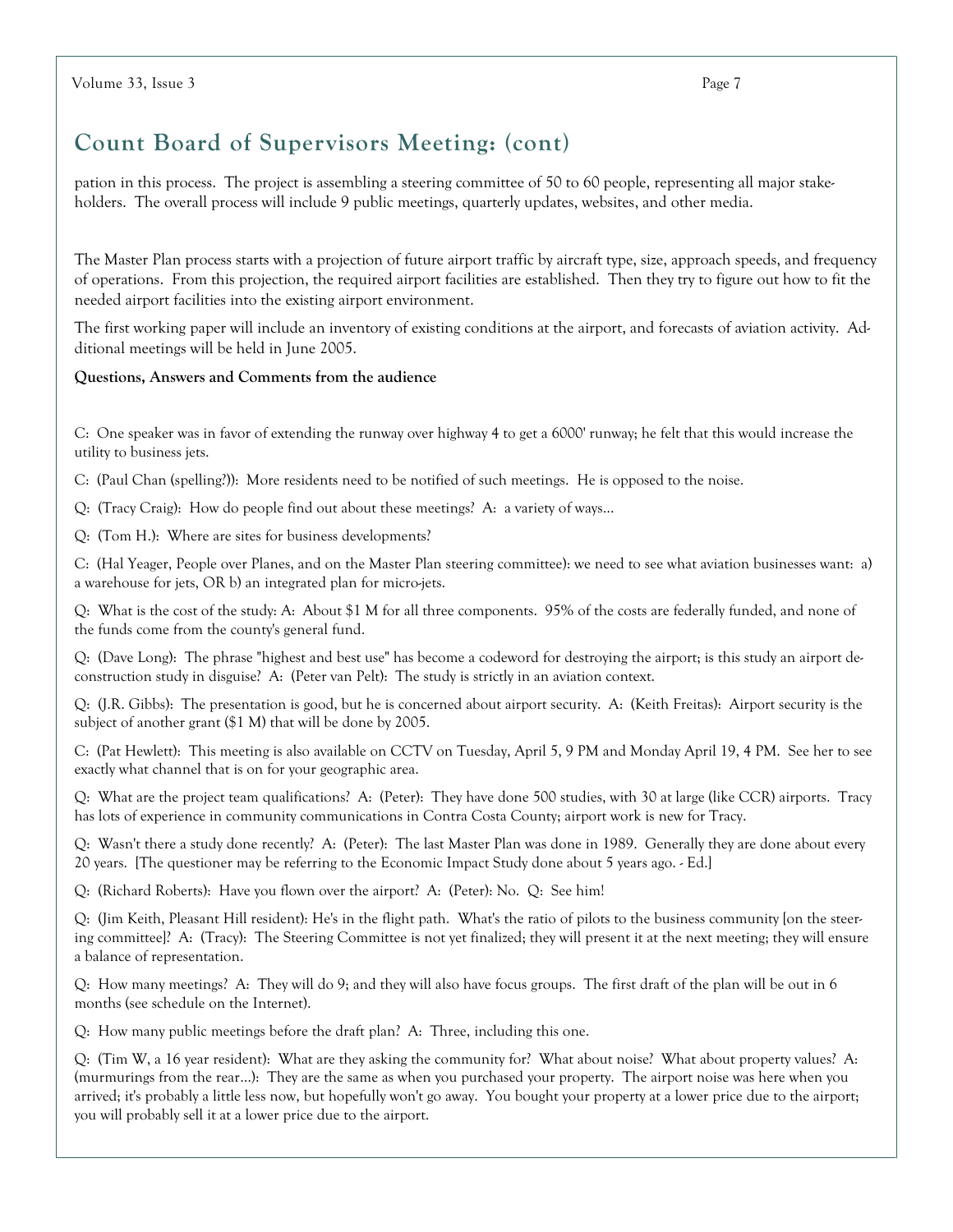## Count Board of Supervisors Meeting: (cont)

pation in this process. The project is assembling a steering committee of 50 to 60 people, representing all major stakeholders. The overall process will include 9 public meetings, quarterly updates, websites, and other media.

The Master Plan process starts with a projection of future airport traffic by aircraft type, size, approach speeds, and frequency of operations. From this projection, the required airport facilities are established. Then they try to figure out how to fit the needed airport facilities into the existing airport environment.

The first working paper will include an inventory of existing conditions at the airport, and forecasts of aviation activity. Additional meetings will be held in June 2005.

**Questions, Answers and Comments from the audience**

C: One speaker was in favor of extending the runway over highway 4 to get a 6000' runway; he felt that this would increase the utility to business jets.

C: (Paul Chan (spelling?)): More residents need to be notified of such meetings. He is opposed to the noise.

Q: (Tracy Craig): How do people find out about these meetings? A: a variety of ways…

Q: (Tom H.): Where are sites for business developments?

C: (Hal Yeager, People over Planes, and on the Master Plan steering committee): we need to see what aviation businesses want: a) a warehouse for jets, OR b) an integrated plan for micro-jets.

Q: What is the cost of the study: A: About $1 M for all three components. 95% of the costs are federally funded, and none of the funds come from the county's general fund.

Q: (Dave Long): The phrase "highest and best use" has become a codeword for destroying the airport; is this study an airport deconstruction study in disguise? A: (Peter van Pelt): The study is strictly in an aviation context.

Q: (J.R. Gibbs): The presentation is good, but he is concerned about airport security. A: (Keith Freitas): Airport security is the subject of another grant ($1 M) that will be done by 2005.

C: (Pat Hewlett): This meeting is also available on CCTV on Tuesday, April 5, 9 PM and Monday April 19, 4 PM. See her to see exactly what channel that is on for your geographic area.

Q: What are the project team qualifications? A: (Peter): They have done 500 studies, with 30 at large (like CCR) airports. Tracy has lots of experience in community communications in Contra Costa County; airport work is new for Tracy.

Q: Wasn't there a study done recently? A: (Peter): The last Master Plan was done in 1989. Generally they are done about every 20 years. [The questioner may be referring to the Economic Impact Study done about 5 years ago. - Ed.]

Q: (Richard Roberts): Have you flown over the airport? A: (Peter): No. Q: See him!

Q: (Jim Keith, Pleasant Hill resident): He's in the flight path. What's the ratio of pilots to the business community [on the steering committee]? A: (Tracy): The Steering Committee is not yet finalized; they will present it at the next meeting; they will ensure a balance of representation.

Q: How many meetings? A: They will do 9; and they will also have focus groups. The first draft of the plan will be out in 6 months (see schedule on the Internet).

Q: How many public meetings before the draft plan? A: Three, including this one.

Q: (Tim W, a 16 year resident): What are they asking the community for? What about noise? What about property values? A: (murmurings from the rear…): They are the same as when you purchased your property. The airport noise was here when you arrived; it's probably a little less now, but hopefully won't go away. You bought your property at a lower price due to the airport; you will probably sell it at a lower price due to the airport.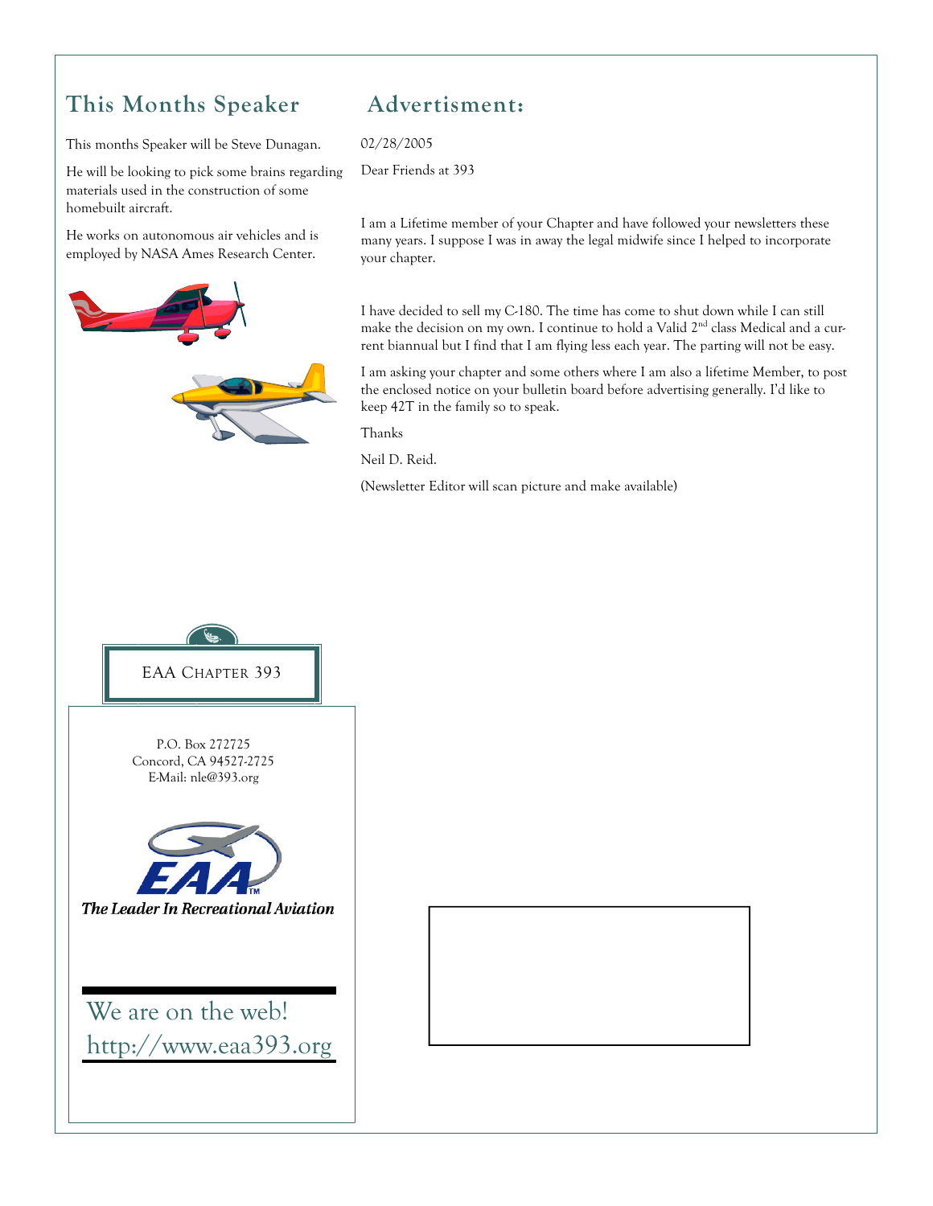## This Months Speaker

This months Speaker will be Steve Dunagan.

He will be looking to pick some brains regarding materials used in the construction of some homebuilt aircraft.

He works on autonomous air vehicles and is employed by NASA Ames Research Center.

## Advertisment:

02/28/2005

Dear Friends at 393

I am a Lifetime member of your Chapter and have followed your newsletters these many years. I suppose I was in away the legal midwife since I helped to incorporate your chapter.

I have decided to sell my C-180. The time has come to shut down while I can still make the decision on my own. I continue to hold a Valid 2nd class Medical and a current biannual but I find that I am flying less each year. The parting will not be easy.

I am asking your chapter and some others where I am also a lifetime Member, to post the enclosed notice on your bulletin board before advertising generally. I'd like to keep 42T in the family so to speak.

Thanks

Neil D. Reid.

(Newsletter Editor will scan picture and make available)

EAA CHAPTER 393

P.O. Box 272725
Concord, CA 94527-2725
E-Mail: nle@393.org

EAA
The Leader In Recreational Aviation

We are on the web!
http://www.eaa393.org